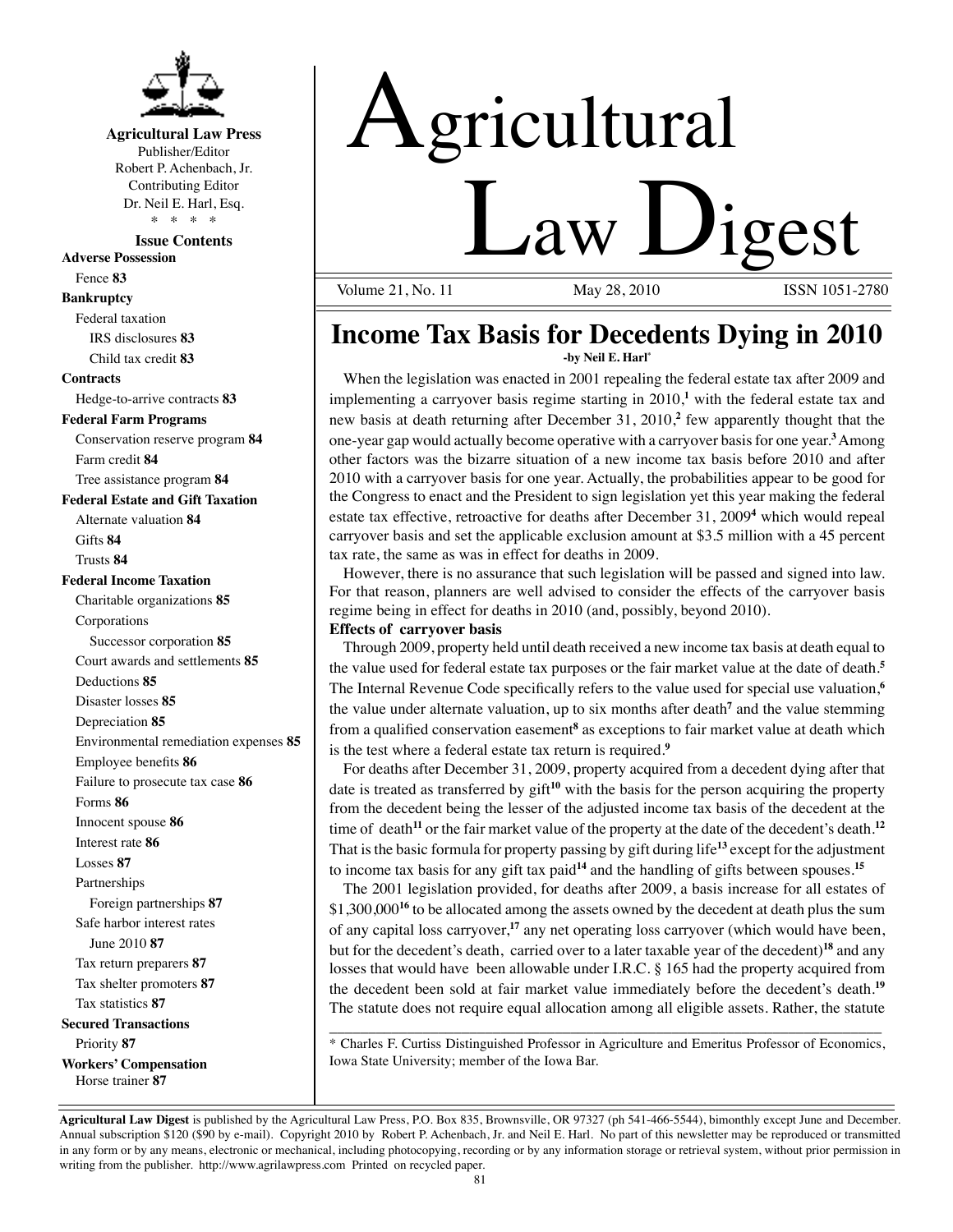# Agricultural Law Digest

Volume 21, No. 11 May 28, 2010 ISSN 1051-2780

**Agricultural Law Press**
Publisher/Editor
Robert P. Achenbach, Jr.
Contributing Editor
Dr. Neil E. Harl, Esq.
* * * *

**Issue Contents**

**Adverse Possession**
- Fence **83**

**Bankruptcy**
- Federal taxation
  - IRS disclosures **83**
  - Child tax credit **83**

**Contracts**
- Hedge-to-arrive contracts **83**

**Federal Farm Programs**
- Conservation reserve program **84**
- Farm credit **84**
- Tree assistance program **84**

**Federal Estate and Gift Taxation**
- Alternate valuation **84**
- Gifts **84**
- Trusts **84**

**Federal Income Taxation**
- Charitable organizations **85**
- Corporations
  - Successor corporation **85**
- Court awards and settlements **85**
- Deductions **85**
- Disaster losses **85**
- Depreciation **85**
- Environmental remediation expenses **85**
- Employee benefits **86**
- Failure to prosecute tax case **86**
- Forms **86**
- Innocent spouse **86**
- Interest rate **86**
- Losses **87**
- Partnerships
  - Foreign partnerships **87**
- Safe harbor interest rates
  - June 2010 **87**
- Tax return preparers **87**
- Tax shelter promoters **87**
- Tax statistics **87**

**Secured Transactions**
- Priority **87**

**Workers' Compensation**
- Horse trainer **87**

## Income Tax Basis for Decedents Dying in 2010

**-by Neil E. Harl***

When the legislation was enacted in 2001 repealing the federal estate tax after 2009 and implementing a carryover basis regime starting in 2010,[1] with the federal estate tax and new basis at death returning after December 31, 2010,[2] few apparently thought that the one-year gap would actually become operative with a carryover basis for one year.[3] Among other factors was the bizarre situation of a new income tax basis before 2010 and after 2010 with a carryover basis for one year. Actually, the probabilities appear to be good for the Congress to enact and the President to sign legislation yet this year making the federal estate tax effective, retroactive for deaths after December 31, 2009[4] which would repeal carryover basis and set the applicable exclusion amount at $3.5 million with a 45 percent tax rate, the same as was in effect for deaths in 2009.

However, there is no assurance that such legislation will be passed and signed into law. For that reason, planners are well advised to consider the effects of the carryover basis regime being in effect for deaths in 2010 (and, possibly, beyond 2010).

**Effects of carryover basis**

Through 2009, property held until death received a new income tax basis at death equal to the value used for federal estate tax purposes or the fair market value at the date of death.[5] The Internal Revenue Code specifically refers to the value used for special use valuation,[6] the value under alternate valuation, up to six months after death[7] and the value stemming from a qualified conservation easement[8] as exceptions to fair market value at death which is the test where a federal estate tax return is required.[9]

For deaths after December 31, 2009, property acquired from a decedent dying after that date is treated as transferred by gift[10] with the basis for the person acquiring the property from the decedent being the lesser of the adjusted income tax basis of the decedent at the time of death[11] or the fair market value of the property at the date of the decedent's death.[12] That is the basic formula for property passing by gift during life[13] except for the adjustment to income tax basis for any gift tax paid[14] and the handling of gifts between spouses.[15]

The 2001 legislation provided, for deaths after 2009, a basis increase for all estates of $1,300,000[16] to be allocated among the assets owned by the decedent at death plus the sum of any capital loss carryover,[17] any net operating loss carryover (which would have been, but for the decedent's death, carried over to a later taxable year of the decedent)[18] and any losses that would have been allowable under I.R.C. § 165 had the property acquired from the decedent been sold at fair market value immediately before the decedent's death.[19] The statute does not require equal allocation among all eligible assets. Rather, the statute

---

\* Charles F. Curtiss Distinguished Professor in Agriculture and Emeritus Professor of Economics, Iowa State University; member of the Iowa Bar.

**Agricultural Law Digest** is published by the Agricultural Law Press, P.O. Box 835, Brownsville, OR 97327 (ph 541-466-5544), bimonthly except June and December. Annual subscription $120 ($90 by e-mail). Copyright 2010 by Robert P. Achenbach, Jr. and Neil E. Harl. No part of this newsletter may be reproduced or transmitted in any form or by any means, electronic or mechanical, including photocopying, recording or by any information storage or retrieval system, without prior permission in writing from the publisher. http://www.agrilawpress.com Printed on recycled paper.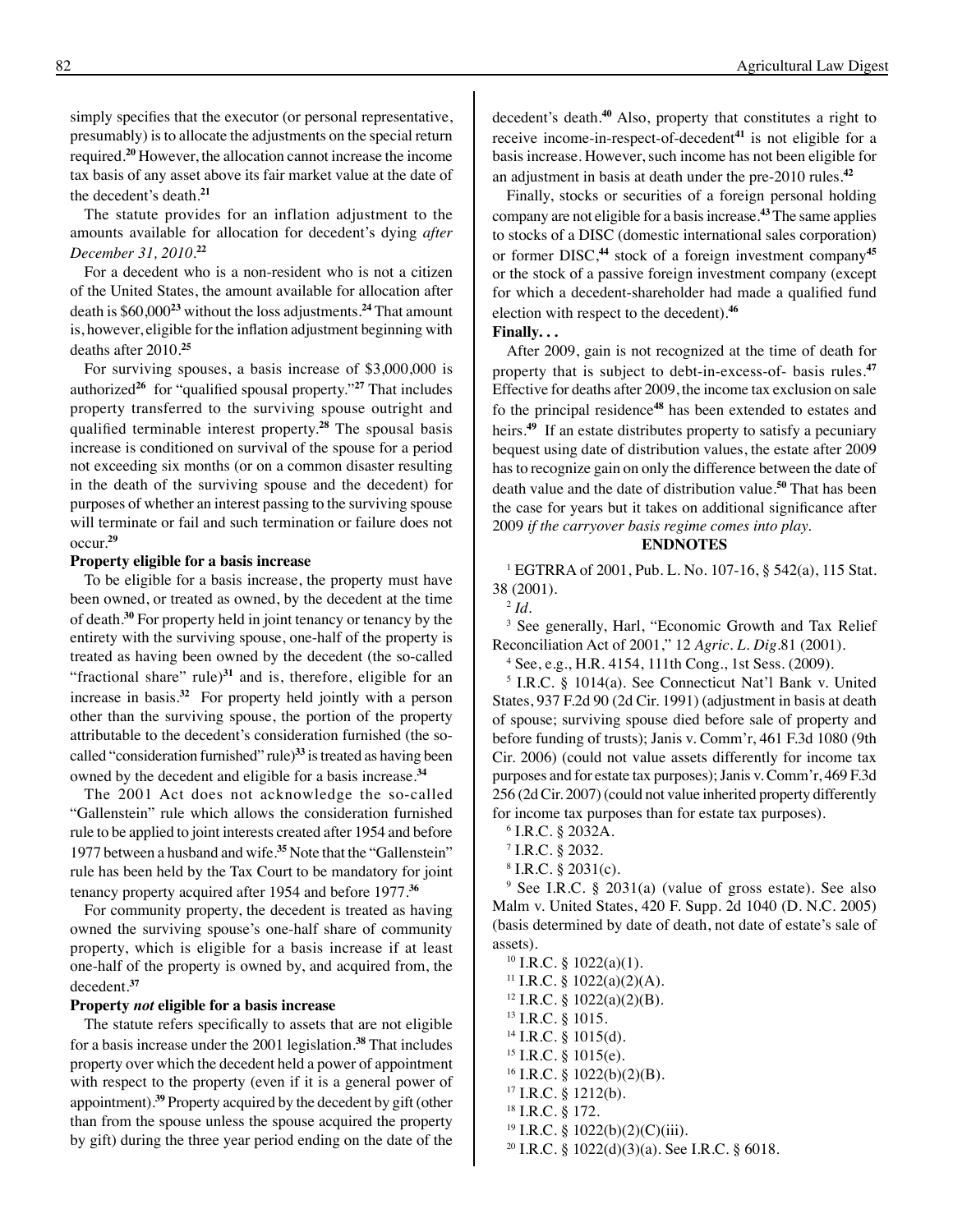simply specifies that the executor (or personal representative, presumably) is to allocate the adjustments on the special return required.[20] However, the allocation cannot increase the income tax basis of any asset above its fair market value at the date of the decedent's death.[21]

The statute provides for an inflation adjustment to the amounts available for allocation for decedent's dying *after December 31, 2010*.[22]

For a decedent who is a non-resident who is not a citizen of the United States, the amount available for allocation after death is $60,000[23] without the loss adjustments.[24] That amount is, however, eligible for the inflation adjustment beginning with deaths after 2010.[25]

For surviving spouses, a basis increase of $3,000,000 is authorized[26] for "qualified spousal property."[27] That includes property transferred to the surviving spouse outright and qualified terminable interest property.[28] The spousal basis increase is conditioned on survival of the spouse for a period not exceeding six months (or on a common disaster resulting in the death of the surviving spouse and the decedent) for purposes of whether an interest passing to the surviving spouse will terminate or fail and such termination or failure does not occur.[29]

**Property eligible for a basis increase**

To be eligible for a basis increase, the property must have been owned, or treated as owned, by the decedent at the time of death.[30] For property held in joint tenancy or tenancy by the entirety with the surviving spouse, one-half of the property is treated as having been owned by the decedent (the so-called "fractional share" rule)[31] and is, therefore, eligible for an increase in basis.[32] For property held jointly with a person other than the surviving spouse, the portion of the property attributable to the decedent's consideration furnished (the so-called "consideration furnished" rule)[33] is treated as having been owned by the decedent and eligible for a basis increase.[34]

The 2001 Act does not acknowledge the so-called "Gallenstein" rule which allows the consideration furnished rule to be applied to joint interests created after 1954 and before 1977 between a husband and wife.[35] Note that the "Gallenstein" rule has been held by the Tax Court to be mandatory for joint tenancy property acquired after 1954 and before 1977.[36]

For community property, the decedent is treated as having owned the surviving spouse's one-half share of community property, which is eligible for a basis increase if at least one-half of the property is owned by, and acquired from, the decedent.[37]

**Property *not* eligible for a basis increase**

The statute refers specifically to assets that are not eligible for a basis increase under the 2001 legislation.[38] That includes property over which the decedent held a power of appointment with respect to the property (even if it is a general power of appointment).[39] Property acquired by the decedent by gift (other than from the spouse unless the spouse acquired the property by gift) during the three year period ending on the date of the decedent's death.[40] Also, property that constitutes a right to receive income-in-respect-of-decedent[41] is not eligible for a basis increase. However, such income has not been eligible for an adjustment in basis at death under the pre-2010 rules.[42]

Finally, stocks or securities of a foreign personal holding company are not eligible for a basis increase.[43] The same applies to stocks of a DISC (domestic international sales corporation) or former DISC,[44] stock of a foreign investment company[45] or the stock of a passive foreign investment company (except for which a decedent-shareholder had made a qualified fund election with respect to the decedent).[46]

**Finally. . .**

After 2009, gain is not recognized at the time of death for property that is subject to debt-in-excess-of- basis rules.[47] Effective for deaths after 2009, the income tax exclusion on sale fo the principal residence[48] has been extended to estates and heirs.[49] If an estate distributes property to satisfy a pecuniary bequest using date of distribution values, the estate after 2009 has to recognize gain on only the difference between the date of death value and the date of distribution value.[50] That has been the case for years but it takes on additional significance after 2009 *if the carryover basis regime comes into play.*

**ENDNOTES**

[1] EGTRRA of 2001, Pub. L. No. 107-16, § 542(a), 115 Stat. 38 (2001).

[2] *Id.*

[3] See generally, Harl, "Economic Growth and Tax Relief Reconciliation Act of 2001," 12 *Agric. L. Dig.*81 (2001).

[4] See, e.g., H.R. 4154, 111th Cong., 1st Sess. (2009).

[5] I.R.C. § 1014(a). See Connecticut Nat'l Bank v. United States, 937 F.2d 90 (2d Cir. 1991) (adjustment in basis at death of spouse; surviving spouse died before sale of property and before funding of trusts); Janis v. Comm'r, 461 F.3d 1080 (9th Cir. 2006) (could not value assets differently for income tax purposes and for estate tax purposes); Janis v. Comm'r, 469 F.3d 256 (2d Cir. 2007) (could not value inherited property differently for income tax purposes than for estate tax purposes).

[6] I.R.C. § 2032A.

[7] I.R.C. § 2032.

[8] I.R.C. § 2031(c).

[9] See I.R.C. § 2031(a) (value of gross estate). See also Malm v. United States, 420 F. Supp. 2d 1040 (D. N.C. 2005) (basis determined by date of death, not date of estate's sale of assets).

[10] I.R.C. § 1022(a)(1).

[11] I.R.C. § 1022(a)(2)(A).

[12] I.R.C. § 1022(a)(2)(B).

[13] I.R.C. § 1015.

[14] I.R.C. § 1015(d).

[15] I.R.C. § 1015(e).

[16] I.R.C. § 1022(b)(2)(B).

[17] I.R.C. § 1212(b).

[18] I.R.C. § 172.

[19] I.R.C. § 1022(b)(2)(C)(iii).

[20] I.R.C. § 1022(d)(3)(a). See I.R.C. § 6018.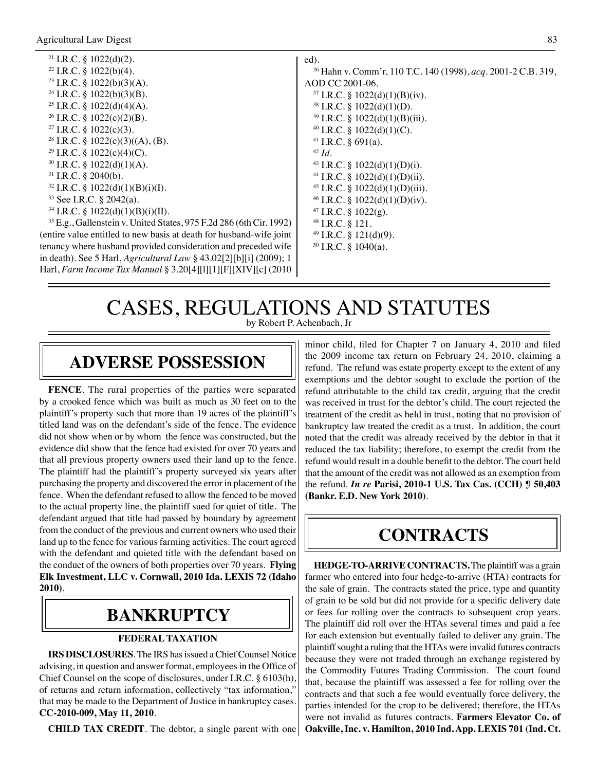[21] I.R.C. § 1022(d)(2).
[22] I.R.C. § 1022(b)(4).
[23] I.R.C. § 1022(b)(3)(A).
[24] I.R.C. § 1022(b)(3)(B).
[25] I.R.C. § 1022(d)(4)(A).
[26] I.R.C. § 1022(c)(2)(B).
[27] I.R.C. § 1022(c)(3).
[28] I.R.C. § 1022(c)(3)((A), (B).
[29] I.R.C. § 1022(c)(4)(C).
[30] I.R.C. § 1022(d)(1)(A).
[31] I.R.C. § 2040(b).
[32] I.R.C. § 1022(d)(1)(B)(i)(I).
[33] See I.R.C. § 2042(a).
[34] I.R.C. § 1022(d)(1)(B)(i)(II).
[35] E.g., Gallenstein v. United States, 975 F.2d 286 (6th Cir. 1992) (entire value entitled to new basis at death for husband-wife joint tenancy where husband provided consideration and preceded wife in death). See 5 Harl, *Agricultural Law* § 43.02[2][b][i] (2009); 1 Harl, *Farm Income Tax Manual* § 3.20[4][l][1][F][XIV][c] (2010 ed).
[36] Hahn v. Comm'r, 110 T.C. 140 (1998), *acq*. 2001-2 C.B. 319, AOD CC 2001-06.
[37] I.R.C. § 1022(d)(1)(B)(iv).
[38] I.R.C. § 1022(d)(1)(D).
[39] I.R.C. § 1022(d)(1)(B)(iii).
[40] I.R.C. § 1022(d)(1)(C).
[41] I.R.C. § 691(a).
[42] *Id*.
[43] I.R.C. § 1022(d)(1)(D)(i).
[44] I.R.C. § 1022(d)(1)(D)(ii).
[45] I.R.C. § 1022(d)(1)(D)(iii).
[46] I.R.C. § 1022(d)(1)(D)(iv).
[47] I.R.C. § 1022(g).
[48] I.R.C. § 121.
[49] I.R.C. § 121(d)(9).
[50] I.R.C. § 1040(a).

# CASES, REGULATIONS AND STATUTES

by Robert P. Achenbach, Jr

## ADVERSE POSSESSION

**FENCE**. The rural properties of the parties were separated by a crooked fence which was built as much as 30 feet on to the plaintiff's property such that more than 19 acres of the plaintiff's titled land was on the defendant's side of the fence. The evidence did not show when or by whom the fence was constructed, but the evidence did show that the fence had existed for over 70 years and that all previous property owners used their land up to the fence. The plaintiff had the plaintiff's property surveyed six years after purchasing the property and discovered the error in placement of the fence. When the defendant refused to allow the fenced to be moved to the actual property line, the plaintiff sued for quiet of title. The defendant argued that title had passed by boundary by agreement from the conduct of the previous and current owners who used their land up to the fence for various farming activities. The court agreed with the defendant and quieted title with the defendant based on the conduct of the owners of both properties over 70 years. **Flying Elk Investment, LLC v. Cornwall, 2010 Ida. LEXIS 72 (Idaho 2010)**.

## BANKRUPTCY

### FEDERAL TAXATION

**IRS DISCLOSURES**. The IRS has issued a Chief Counsel Notice advising, in question and answer format, employees in the Office of Chief Counsel on the scope of disclosures, under I.R.C. § 6103(h), of returns and return information, collectively "tax information," that may be made to the Department of Justice in bankruptcy cases. **CC-2010-009, May 11, 2010**.

**CHILD TAX CREDIT**. The debtor, a single parent with one minor child, filed for Chapter 7 on January 4, 2010 and filed the 2009 income tax return on February 24, 2010, claiming a refund. The refund was estate property except to the extent of any exemptions and the debtor sought to exclude the portion of the refund attributable to the child tax credit, arguing that the credit was received in trust for the debtor's child. The court rejected the treatment of the credit as held in trust, noting that no provision of bankruptcy law treated the credit as a trust. In addition, the court noted that the credit was already received by the debtor in that it reduced the tax liability; therefore, to exempt the credit from the refund would result in a double benefit to the debtor. The court held that the amount of the credit was not allowed as an exemption from the refund. ***In re* Parisi, 2010-1 U.S. Tax Cas. (CCH) ¶ 50,403 (Bankr. E.D. New York 2010)**.

## CONTRACTS

**HEDGE-TO-ARRIVE CONTRACTS.** The plaintiff was a grain farmer who entered into four hedge-to-arrive (HTA) contracts for the sale of grain. The contracts stated the price, type and quantity of grain to be sold but did not provide for a specific delivery date or fees for rolling over the contracts to subsequent crop years. The plaintiff did roll over the HTAs several times and paid a fee for each extension but eventually failed to deliver any grain. The plaintiff sought a ruling that the HTAs were invalid futures contracts because they were not traded through an exchange registered by the Commodity Futures Trading Commission. The court found that, because the plaintiff was assessed a fee for rolling over the contracts and that such a fee would eventually force delivery, the parties intended for the crop to be delivered; therefore, the HTAs were not invalid as futures contracts. **Farmers Elevator Co. of Oakville, Inc. v. Hamilton, 2010 Ind. App. LEXIS 701 (Ind. Ct.**